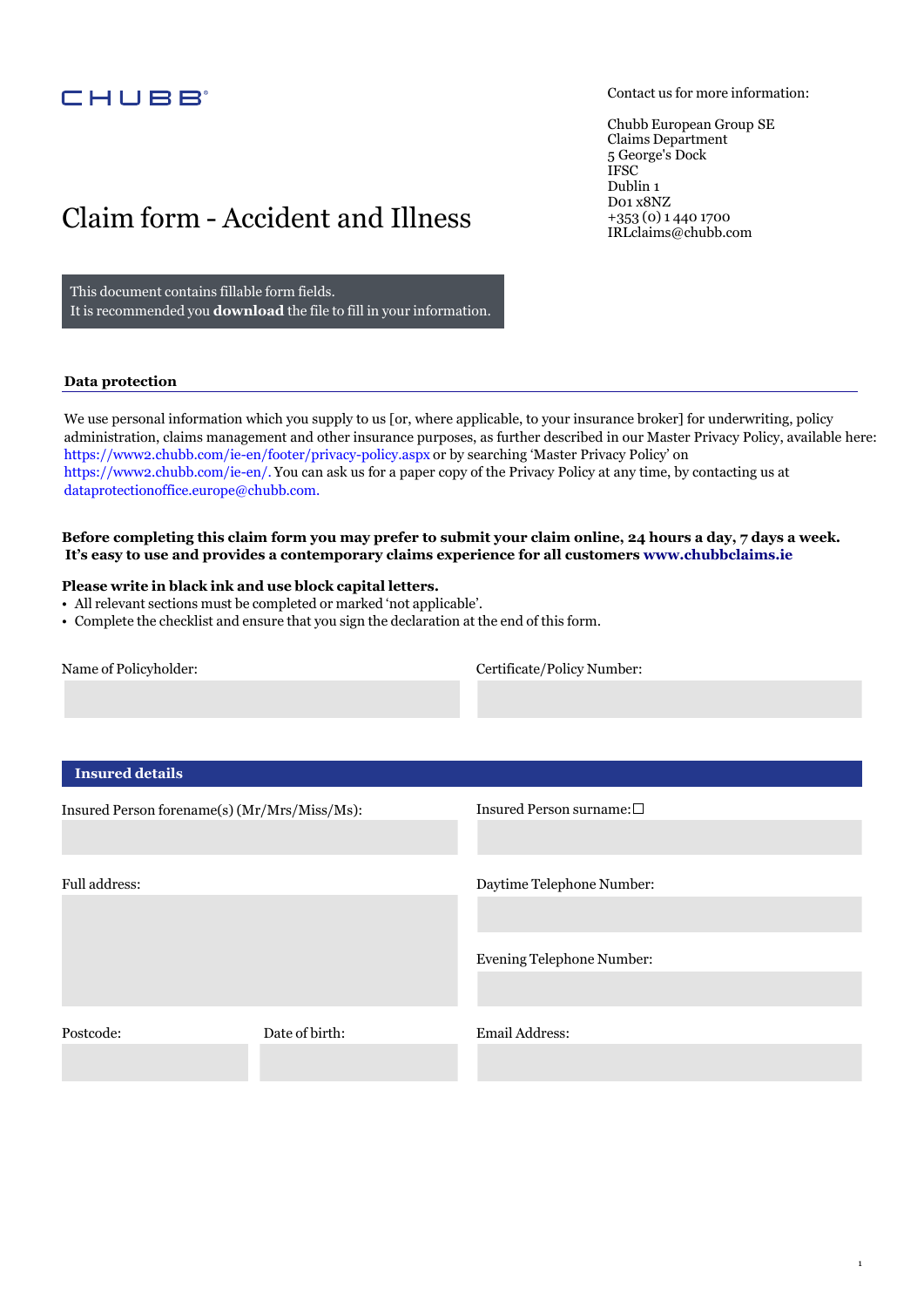CHUBB

Contact us for more information:

Chubb European Group SE
Claims Department
5 George's Dock
IFSC
Dublin 1
D01 x8NZ
+353 (0) 1 440 1700
IRLclaims@chubb.com

# Claim form - Accident and Illness

This document contains fillable form fields.
It is recommended you **download** the file to fill in your information.

## Data protection

We use personal information which you supply to us [or, where applicable, to your insurance broker] for underwriting, policy administration, claims management and other insurance purposes, as further described in our Master Privacy Policy, available here: https://www2.chubb.com/ie-en/footer/privacy-policy.aspx or by searching 'Master Privacy Policy' on https://www2.chubb.com/ie-en/. You can ask us for a paper copy of the Privacy Policy at any time, by contacting us at dataprotectionoffice.europe@chubb.com.

**Before completing this claim form you may prefer to submit your claim online, 24 hours a day, 7 days a week. It's easy to use and provides a contemporary claims experience for all customers www.chubbclaims.ie**

**Please write in black ink and use block capital letters.**

- All relevant sections must be completed or marked 'not applicable'.
- Complete the checklist and ensure that you sign the declaration at the end of this form.

Name of Policyholder:

Certificate/Policy Number:

## Insured details

Insured Person forename(s) (Mr/Mrs/Miss/Ms):

Insured Person surname: ☐

Full address:

Daytime Telephone Number:

Evening Telephone Number:

Postcode:

Date of birth:

Email Address: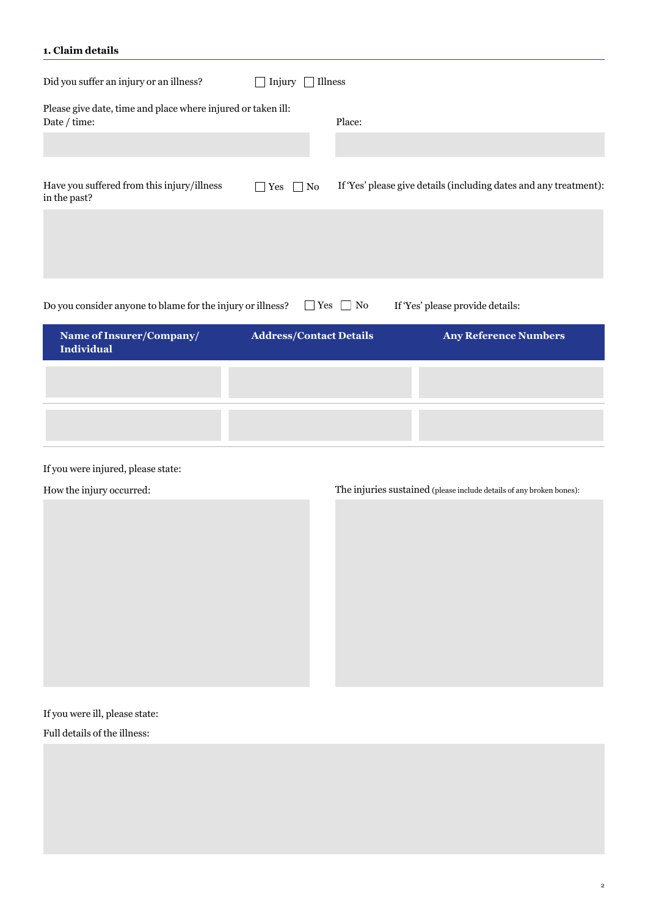## 1. Claim details

Did you suffer an injury or an illness? ☐ Injury ☐ Illness

Please give date, time and place where injured or taken ill:

Date / time:

Place:

Have you suffered from this injury/illness in the past? ☐ Yes ☐ No

If 'Yes' please give details (including dates and any treatment):

Do you consider anyone to blame for the injury or illness? ☐ Yes ☐ No

If 'Yes' please provide details:

| Name of Insurer/Company/ Individual | Address/Contact Details | Any Reference Numbers |
|---|---|---|
| | | |
| | | |

If you were injured, please state:

How the injury occurred:

The injuries sustained (please include details of any broken bones):

If you were ill, please state:

Full details of the illness: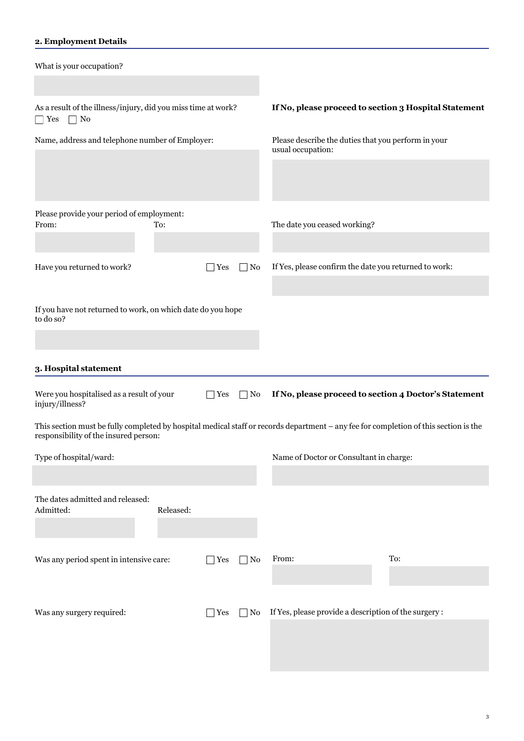## 2. Employment Details

What is your occupation?

As a result of the illness/injury, did you miss time at work?
☐ Yes ☐ No

**If No, please proceed to section 3 Hospital Statement**

Name, address and telephone number of Employer:

Please describe the duties that you perform in your usual occupation:

Please provide your period of employment:
From: To:

The date you ceased working?

Have you returned to work? ☐ Yes ☐ No

If Yes, please confirm the date you returned to work:

If you have not returned to work, on which date do you hope to do so?

## 3. Hospital statement

Were you hospitalised as a result of your injury/illness? ☐ Yes ☐ No

**If No, please proceed to section 4 Doctor's Statement**

This section must be fully completed by hospital medical staff or records department – any fee for completion of this section is the responsibility of the insured person:

Type of hospital/ward:

Name of Doctor or Consultant in charge:

The dates admitted and released:
Admitted: Released:

Was any period spent in intensive care: ☐ Yes ☐ No

From: To:

Was any surgery required: ☐ Yes ☐ No

If Yes, please provide a description of the surgery :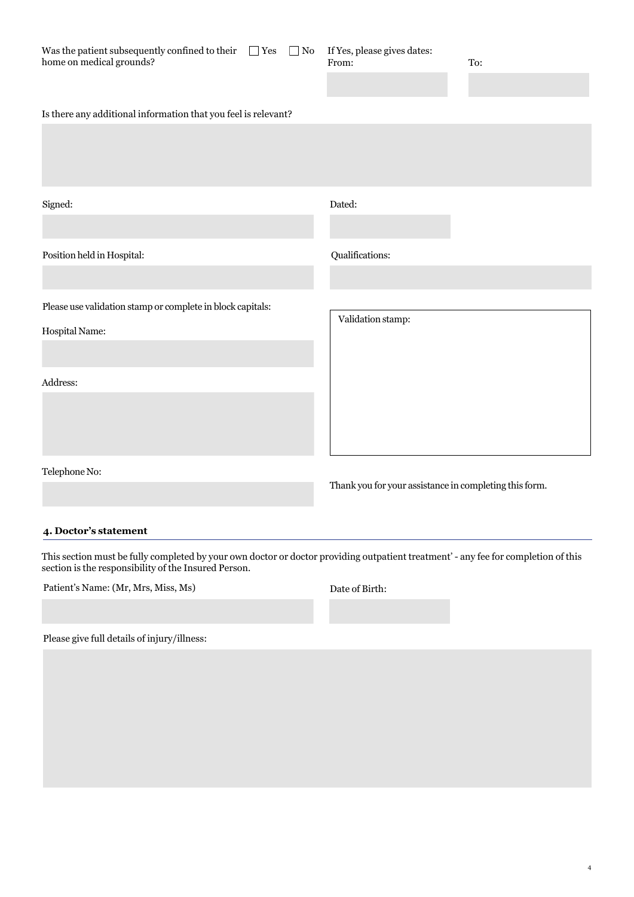Was the patient subsequently confined to their home on medical grounds? ☐ Yes ☐ No

If Yes, please gives dates:
From: 
To: 

Is there any additional information that you feel is relevant?

Signed: 

Dated: 

Position held in Hospital: 

Qualifications: 

Please use validation stamp or complete in block capitals:

Hospital Name: 

Address: 

Telephone No: 

Validation stamp:

Thank you for your assistance in completing this form.

## 4. Doctor's statement

This section must be fully completed by your own doctor or doctor providing outpatient treatment' - any fee for completion of this section is the responsibility of the Insured Person.

Patient's Name: (Mr, Mrs, Miss, Ms)

Date of Birth:

Please give full details of injury/illness: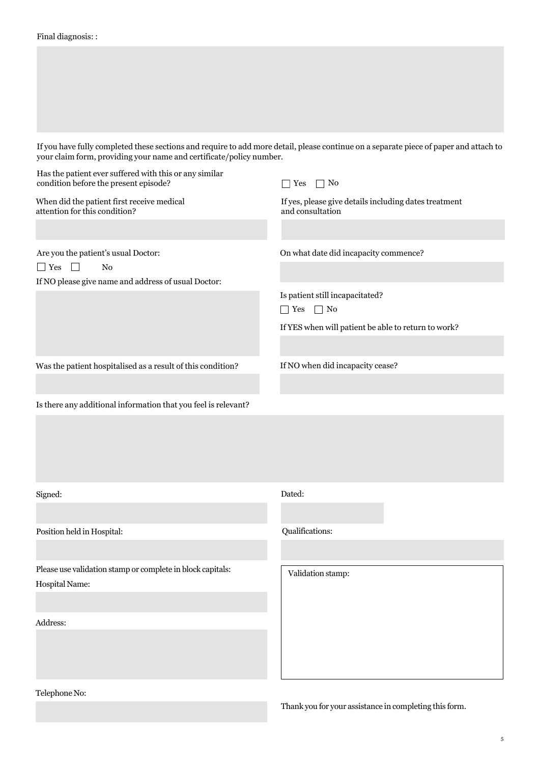Final diagnosis: :

If you have fully completed these sections and require to add more detail, please continue on a separate piece of paper and attach to your claim form, providing your name and certificate/policy number.

Has the patient ever suffered with this or any similar condition before the present episode?

☐ Yes ☐ No

When did the patient first receive medical attention for this condition?

If yes, please give details including dates treatment and consultation

Are you the patient's usual Doctor:

☐ Yes ☐ No

If NO please give name and address of usual Doctor:

On what date did incapacity commence?

Is patient still incapacitated?

☐ Yes ☐ No

If YES when will patient be able to return to work?

Was the patient hospitalised as a result of this condition?

If NO when did incapacity cease?

Is there any additional information that you feel is relevant?

Signed:

Dated:

Position held in Hospital:

Qualifications:

Please use validation stamp or complete in block capitals:

Hospital Name:

Address:

Validation stamp:

Telephone No:

Thank you for your assistance in completing this form.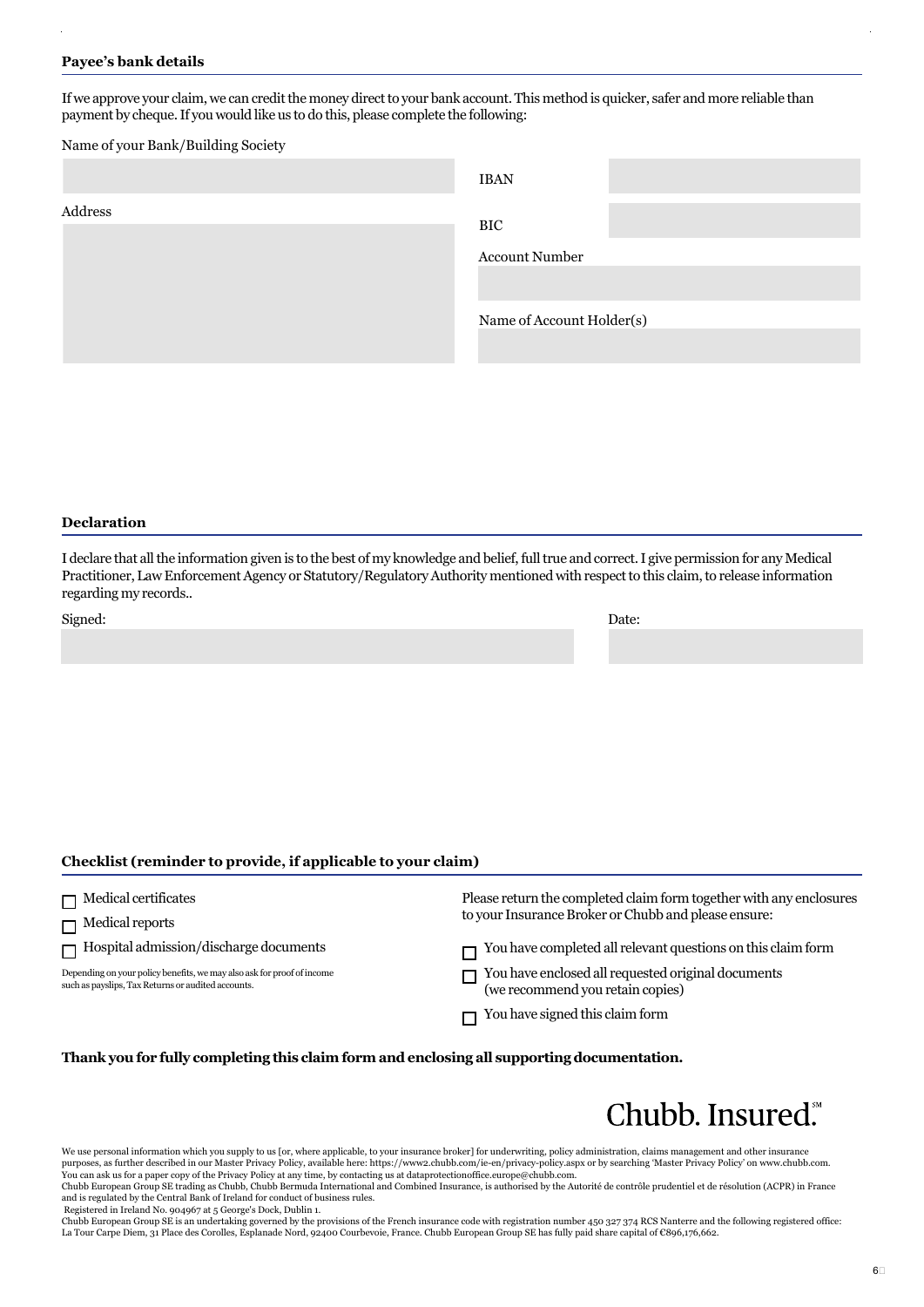## Payee's bank details

If we approve your claim, we can credit the money direct to your bank account. This method is quicker, safer and more reliable than payment by cheque. If you would like us to do this, please complete the following:

Name of your Bank/Building Society

IBAN

Address

BIC

Account Number

Name of Account Holder(s)

## Declaration

I declare that all the information given is to the best of my knowledge and belief, full true and correct. I give permission for any Medical Practitioner, Law Enforcement Agency or Statutory/Regulatory Authority mentioned with respect to this claim, to release information regarding my records..

Signed:

Date:

## Checklist (reminder to provide, if applicable to your claim)

- ☐ Medical certificates
- ☐ Medical reports
- ☐ Hospital admission/discharge documents

Depending on your policy benefits, we may also ask for proof of income such as payslips, Tax Returns or audited accounts.

Please return the completed claim form together with any enclosures to your Insurance Broker or Chubb and please ensure:

- ☐ You have completed all relevant questions on this claim form
- ☐ You have enclosed all requested original documents (we recommend you retain copies)
- ☐ You have signed this claim form

**Thank you for fully completing this claim form and enclosing all supporting documentation.**

Chubb. Insured.℠

We use personal information which you supply to us [or, where applicable, to your insurance broker] for underwriting, policy administration, claims management and other insurance purposes, as further described in our Master Privacy Policy, available here: https://www2.chubb.com/ie-en/privacy-policy.aspx or by searching 'Master Privacy Policy' on www.chubb.com. You can ask us for a paper copy of the Privacy Policy at any time, by contacting us at dataprotectionoffice.europe@chubb.com.
Chubb European Group SE trading as Chubb, Chubb Bermuda International and Combined Insurance, is authorised by the Autorité de contrôle prudentiel et de résolution (ACPR) in France and is regulated by the Central Bank of Ireland for conduct of business rules.
Registered in Ireland No. 904967 at 5 George's Dock, Dublin 1.
Chubb European Group SE is an undertaking governed by the provisions of the French insurance code with registration number 450 327 374 RCS Nanterre and the following registered office: La Tour Carpe Diem, 31 Place des Corolles, Esplanade Nord, 92400 Courbevoie, France. Chubb European Group SE has fully paid share capital of €896,176,662.